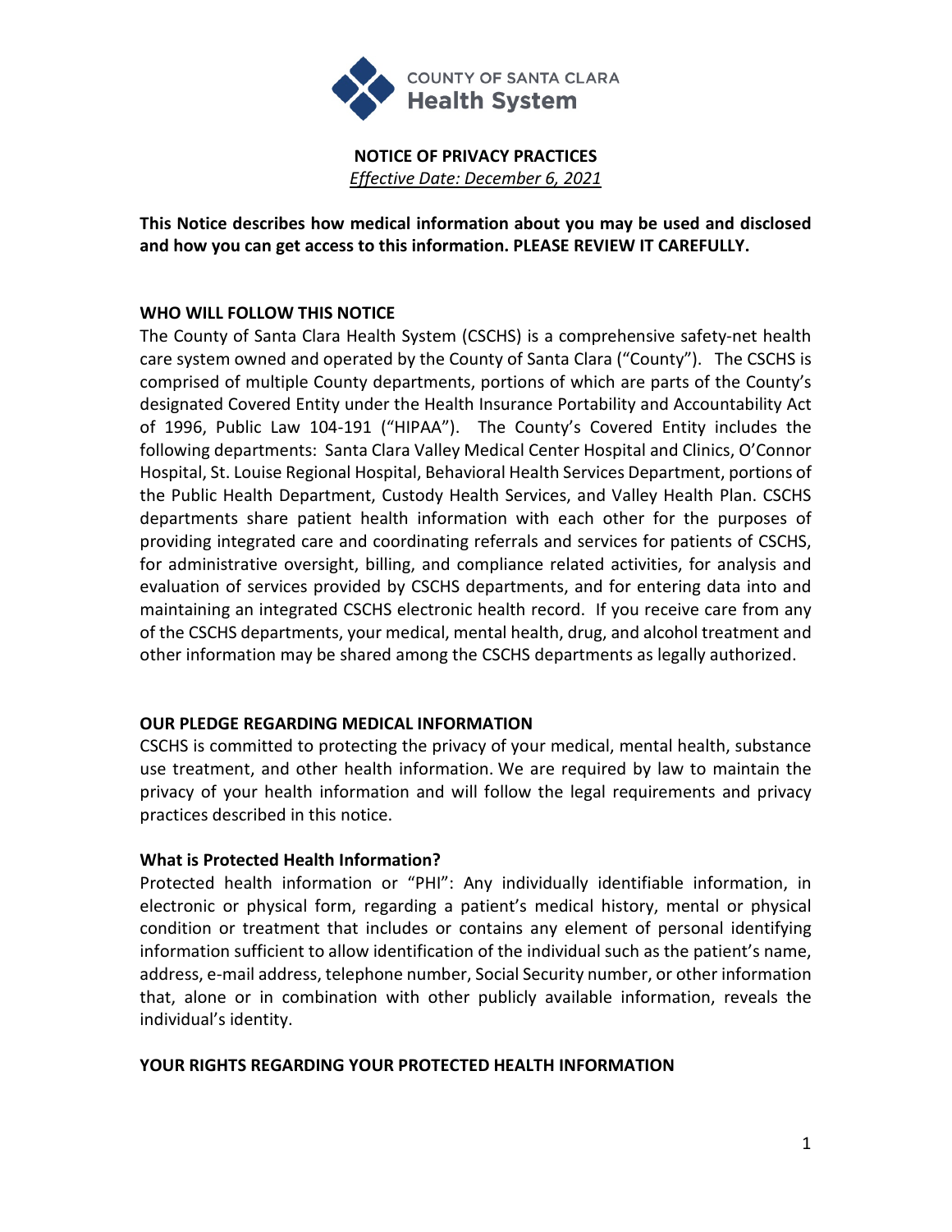COUNTY OF SANTA CLARA
**Health System**

# NOTICE OF PRIVACY PRACTICES

*Effective Date: December 6, 2021*

**This Notice describes how medical information about you may be used and disclosed and how you can get access to this information. PLEASE REVIEW IT CAREFULLY.**

## WHO WILL FOLLOW THIS NOTICE

The County of Santa Clara Health System (CSCHS) is a comprehensive safety-net health care system owned and operated by the County of Santa Clara ("County"). The CSCHS is comprised of multiple County departments, portions of which are parts of the County's designated Covered Entity under the Health Insurance Portability and Accountability Act of 1996, Public Law 104-191 ("HIPAA"). The County's Covered Entity includes the following departments: Santa Clara Valley Medical Center Hospital and Clinics, O'Connor Hospital, St. Louise Regional Hospital, Behavioral Health Services Department, portions of the Public Health Department, Custody Health Services, and Valley Health Plan. CSCHS departments share patient health information with each other for the purposes of providing integrated care and coordinating referrals and services for patients of CSCHS, for administrative oversight, billing, and compliance related activities, for analysis and evaluation of services provided by CSCHS departments, and for entering data into and maintaining an integrated CSCHS electronic health record. If you receive care from any of the CSCHS departments, your medical, mental health, drug, and alcohol treatment and other information may be shared among the CSCHS departments as legally authorized.

## OUR PLEDGE REGARDING MEDICAL INFORMATION

CSCHS is committed to protecting the privacy of your medical, mental health, substance use treatment, and other health information. We are required by law to maintain the privacy of your health information and will follow the legal requirements and privacy practices described in this notice.

### What is Protected Health Information?

Protected health information or "PHI": Any individually identifiable information, in electronic or physical form, regarding a patient's medical history, mental or physical condition or treatment that includes or contains any element of personal identifying information sufficient to allow identification of the individual such as the patient's name, address, e-mail address, telephone number, Social Security number, or other information that, alone or in combination with other publicly available information, reveals the individual's identity.

## YOUR RIGHTS REGARDING YOUR PROTECTED HEALTH INFORMATION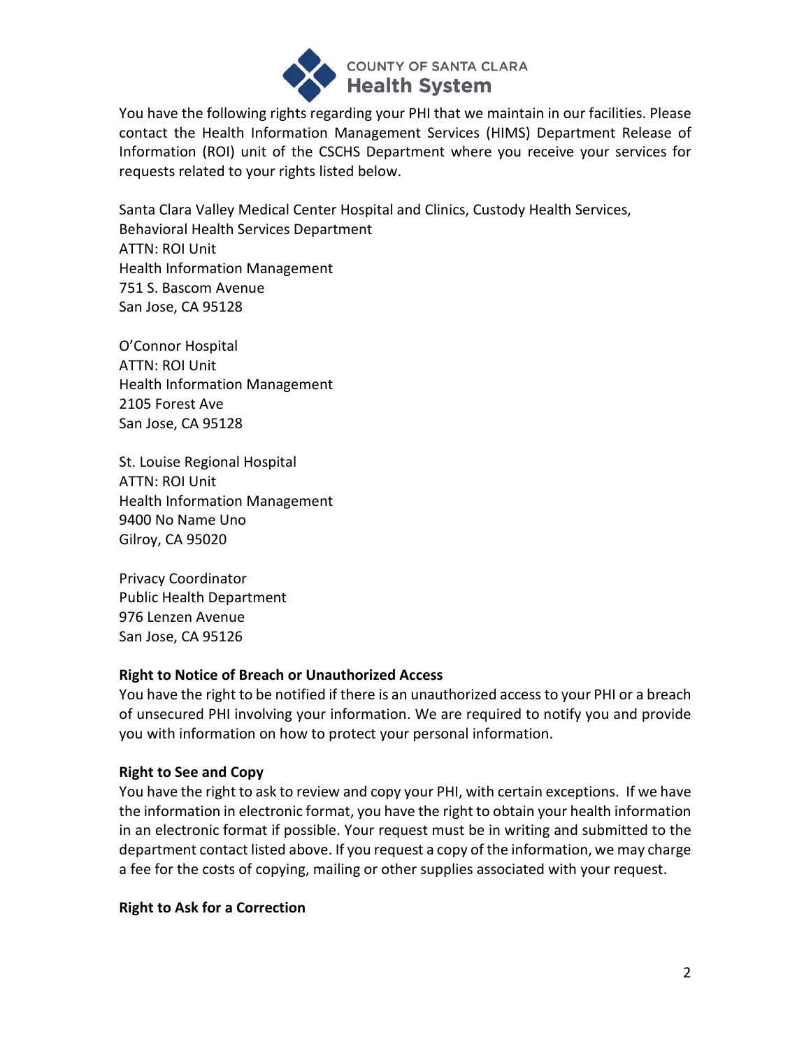You have the following rights regarding your PHI that we maintain in our facilities. Please contact the Health Information Management Services (HIMS) Department Release of Information (ROI) unit of the CSCHS Department where you receive your services for requests related to your rights listed below.

Santa Clara Valley Medical Center Hospital and Clinics, Custody Health Services, Behavioral Health Services Department  
ATTN: ROI Unit  
Health Information Management  
751 S. Bascom Avenue  
San Jose, CA 95128

O'Connor Hospital  
ATTN: ROI Unit  
Health Information Management  
2105 Forest Ave  
San Jose, CA 95128

St. Louise Regional Hospital  
ATTN: ROI Unit  
Health Information Management  
9400 No Name Uno  
Gilroy, CA 95020

Privacy Coordinator  
Public Health Department  
976 Lenzen Avenue  
San Jose, CA 95126

**Right to Notice of Breach or Unauthorized Access**

You have the right to be notified if there is an unauthorized access to your PHI or a breach of unsecured PHI involving your information. We are required to notify you and provide you with information on how to protect your personal information.

**Right to See and Copy**

You have the right to ask to review and copy your PHI, with certain exceptions. If we have the information in electronic format, you have the right to obtain your health information in an electronic format if possible. Your request must be in writing and submitted to the department contact listed above. If you request a copy of the information, we may charge a fee for the costs of copying, mailing or other supplies associated with your request.

**Right to Ask for a Correction**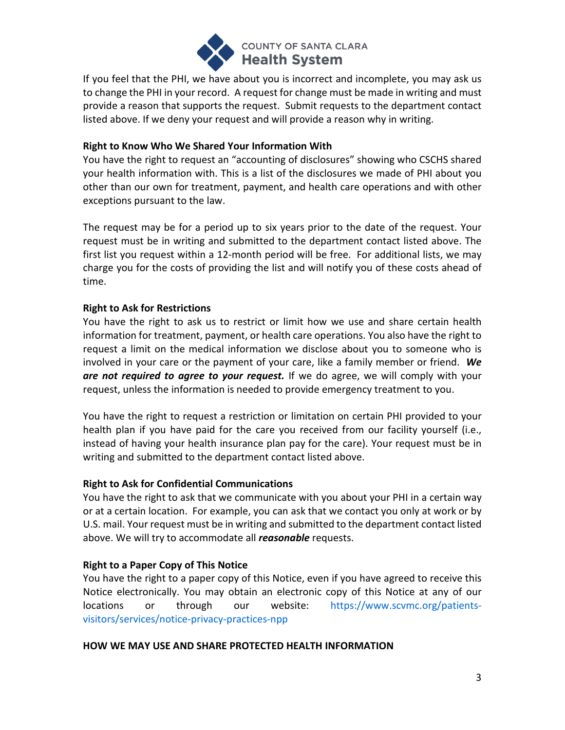If you feel that the PHI, we have about you is incorrect and incomplete, you may ask us to change the PHI in your record. A request for change must be made in writing and must provide a reason that supports the request. Submit requests to the department contact listed above. If we deny your request and will provide a reason why in writing.

**Right to Know Who We Shared Your Information With**

You have the right to request an "accounting of disclosures" showing who CSCHS shared your health information with. This is a list of the disclosures we made of PHI about you other than our own for treatment, payment, and health care operations and with other exceptions pursuant to the law.

The request may be for a period up to six years prior to the date of the request. Your request must be in writing and submitted to the department contact listed above. The first list you request within a 12-month period will be free. For additional lists, we may charge you for the costs of providing the list and will notify you of these costs ahead of time.

**Right to Ask for Restrictions**

You have the right to ask us to restrict or limit how we use and share certain health information for treatment, payment, or health care operations. You also have the right to request a limit on the medical information we disclose about you to someone who is involved in your care or the payment of your care, like a family member or friend. ***We are not required to agree to your request.*** If we do agree, we will comply with your request, unless the information is needed to provide emergency treatment to you.

You have the right to request a restriction or limitation on certain PHI provided to your health plan if you have paid for the care you received from our facility yourself (i.e., instead of having your health insurance plan pay for the care). Your request must be in writing and submitted to the department contact listed above.

**Right to Ask for Confidential Communications**

You have the right to ask that we communicate with you about your PHI in a certain way or at a certain location. For example, you can ask that we contact you only at work or by U.S. mail. Your request must be in writing and submitted to the department contact listed above. We will try to accommodate all ***reasonable*** requests.

**Right to a Paper Copy of This Notice**

You have the right to a paper copy of this Notice, even if you have agreed to receive this Notice electronically. You may obtain an electronic copy of this Notice at any of our locations or through our website: https://www.scvmc.org/patients-visitors/services/notice-privacy-practices-npp

**HOW WE MAY USE AND SHARE PROTECTED HEALTH INFORMATION**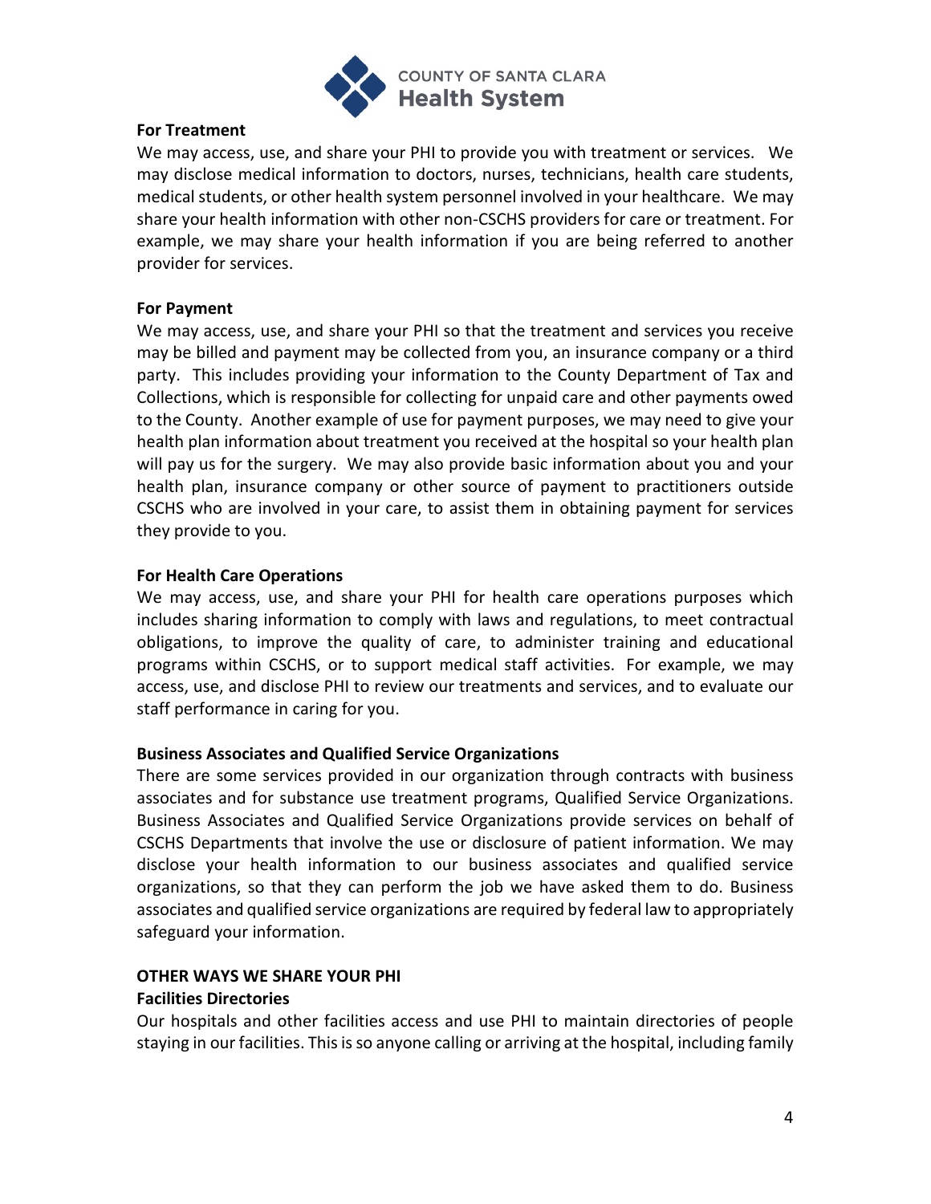**For Treatment**

We may access, use, and share your PHI to provide you with treatment or services. We may disclose medical information to doctors, nurses, technicians, health care students, medical students, or other health system personnel involved in your healthcare. We may share your health information with other non-CSCHS providers for care or treatment. For example, we may share your health information if you are being referred to another provider for services.

**For Payment**

We may access, use, and share your PHI so that the treatment and services you receive may be billed and payment may be collected from you, an insurance company or a third party. This includes providing your information to the County Department of Tax and Collections, which is responsible for collecting for unpaid care and other payments owed to the County. Another example of use for payment purposes, we may need to give your health plan information about treatment you received at the hospital so your health plan will pay us for the surgery. We may also provide basic information about you and your health plan, insurance company or other source of payment to practitioners outside CSCHS who are involved in your care, to assist them in obtaining payment for services they provide to you.

**For Health Care Operations**

We may access, use, and share your PHI for health care operations purposes which includes sharing information to comply with laws and regulations, to meet contractual obligations, to improve the quality of care, to administer training and educational programs within CSCHS, or to support medical staff activities. For example, we may access, use, and disclose PHI to review our treatments and services, and to evaluate our staff performance in caring for you.

**Business Associates and Qualified Service Organizations**

There are some services provided in our organization through contracts with business associates and for substance use treatment programs, Qualified Service Organizations. Business Associates and Qualified Service Organizations provide services on behalf of CSCHS Departments that involve the use or disclosure of patient information. We may disclose your health information to our business associates and qualified service organizations, so that they can perform the job we have asked them to do. Business associates and qualified service organizations are required by federal law to appropriately safeguard your information.

**OTHER WAYS WE SHARE YOUR PHI**

**Facilities Directories**

Our hospitals and other facilities access and use PHI to maintain directories of people staying in our facilities. This is so anyone calling or arriving at the hospital, including family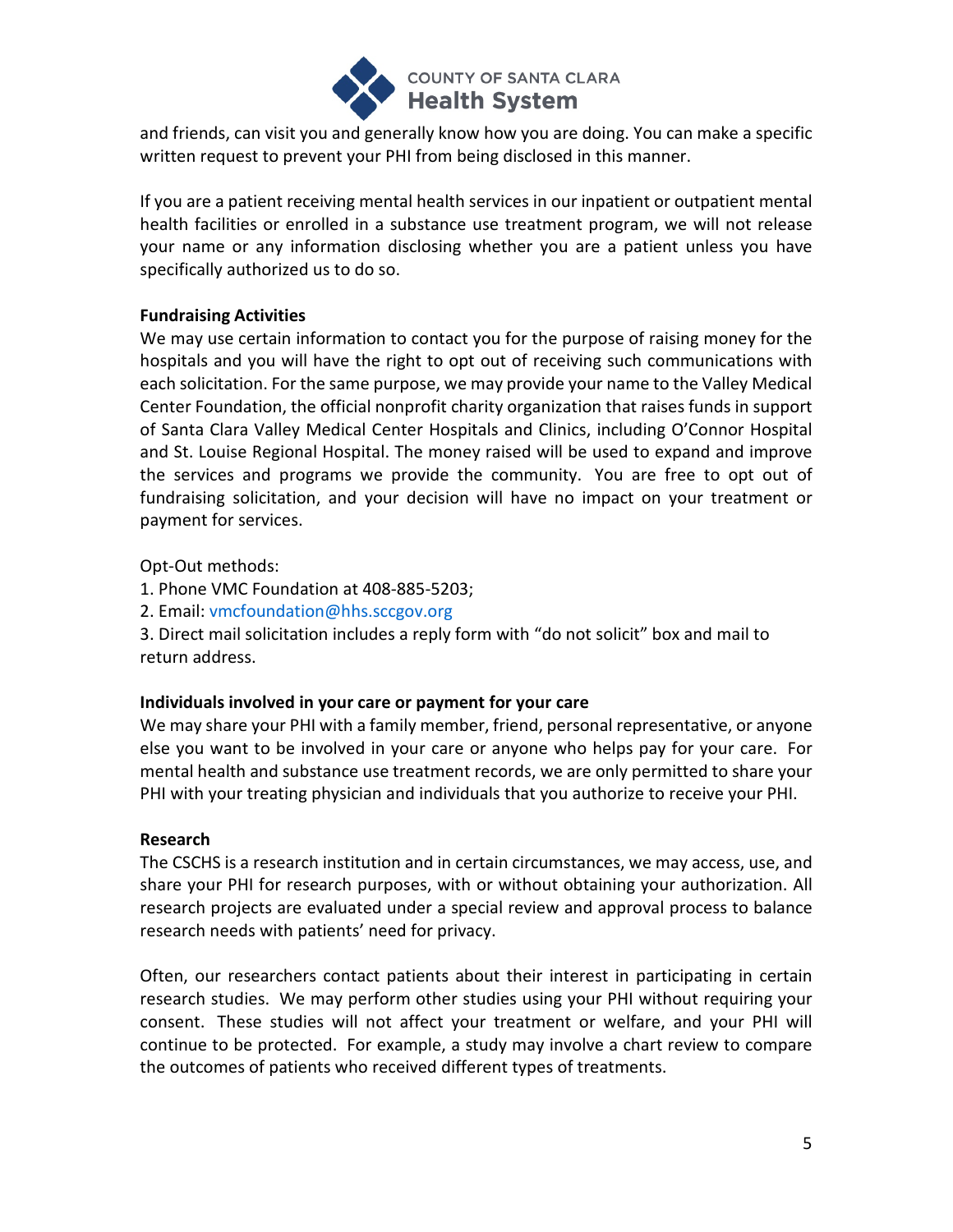and friends, can visit you and generally know how you are doing. You can make a specific written request to prevent your PHI from being disclosed in this manner.

If you are a patient receiving mental health services in our inpatient or outpatient mental health facilities or enrolled in a substance use treatment program, we will not release your name or any information disclosing whether you are a patient unless you have specifically authorized us to do so.

**Fundraising Activities**

We may use certain information to contact you for the purpose of raising money for the hospitals and you will have the right to opt out of receiving such communications with each solicitation. For the same purpose, we may provide your name to the Valley Medical Center Foundation, the official nonprofit charity organization that raises funds in support of Santa Clara Valley Medical Center Hospitals and Clinics, including O'Connor Hospital and St. Louise Regional Hospital. The money raised will be used to expand and improve the services and programs we provide the community. You are free to opt out of fundraising solicitation, and your decision will have no impact on your treatment or payment for services.

Opt-Out methods:

1. Phone VMC Foundation at 408-885-5203;
2. Email: vmcfoundation@hhs.sccgov.org
3. Direct mail solicitation includes a reply form with "do not solicit" box and mail to return address.

**Individuals involved in your care or payment for your care**

We may share your PHI with a family member, friend, personal representative, or anyone else you want to be involved in your care or anyone who helps pay for your care. For mental health and substance use treatment records, we are only permitted to share your PHI with your treating physician and individuals that you authorize to receive your PHI.

**Research**

The CSCHS is a research institution and in certain circumstances, we may access, use, and share your PHI for research purposes, with or without obtaining your authorization. All research projects are evaluated under a special review and approval process to balance research needs with patients' need for privacy.

Often, our researchers contact patients about their interest in participating in certain research studies. We may perform other studies using your PHI without requiring your consent. These studies will not affect your treatment or welfare, and your PHI will continue to be protected. For example, a study may involve a chart review to compare the outcomes of patients who received different types of treatments.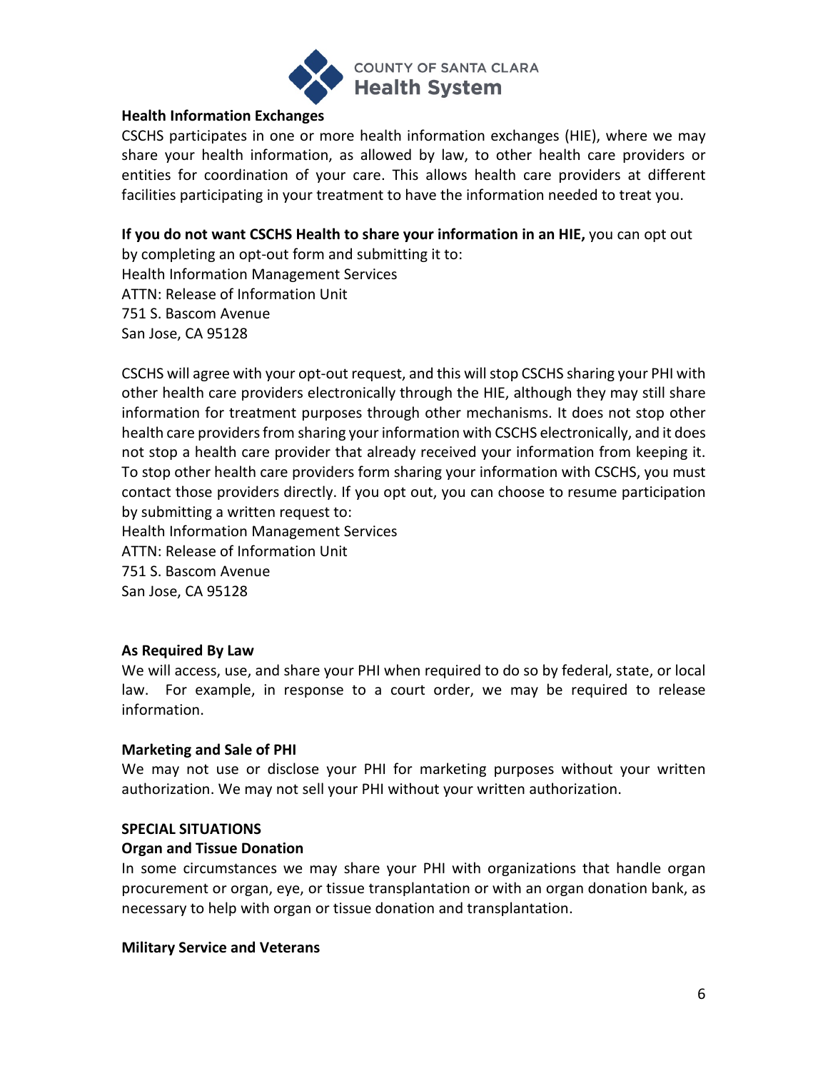**Health Information Exchanges**

CSCHS participates in one or more health information exchanges (HIE), where we may share your health information, as allowed by law, to other health care providers or entities for coordination of your care. This allows health care providers at different facilities participating in your treatment to have the information needed to treat you.

**If you do not want CSCHS Health to share your information in an HIE,** you can opt out by completing an opt-out form and submitting it to:
Health Information Management Services
ATTN: Release of Information Unit
751 S. Bascom Avenue
San Jose, CA 95128

CSCHS will agree with your opt-out request, and this will stop CSCHS sharing your PHI with other health care providers electronically through the HIE, although they may still share information for treatment purposes through other mechanisms. It does not stop other health care providers from sharing your information with CSCHS electronically, and it does not stop a health care provider that already received your information from keeping it. To stop other health care providers form sharing your information with CSCHS, you must contact those providers directly. If you opt out, you can choose to resume participation by submitting a written request to:
Health Information Management Services
ATTN: Release of Information Unit
751 S. Bascom Avenue
San Jose, CA 95128

**As Required By Law**

We will access, use, and share your PHI when required to do so by federal, state, or local law. For example, in response to a court order, we may be required to release information.

**Marketing and Sale of PHI**

We may not use or disclose your PHI for marketing purposes without your written authorization. We may not sell your PHI without your written authorization.

**SPECIAL SITUATIONS**

**Organ and Tissue Donation**

In some circumstances we may share your PHI with organizations that handle organ procurement or organ, eye, or tissue transplantation or with an organ donation bank, as necessary to help with organ or tissue donation and transplantation.

**Military Service and Veterans**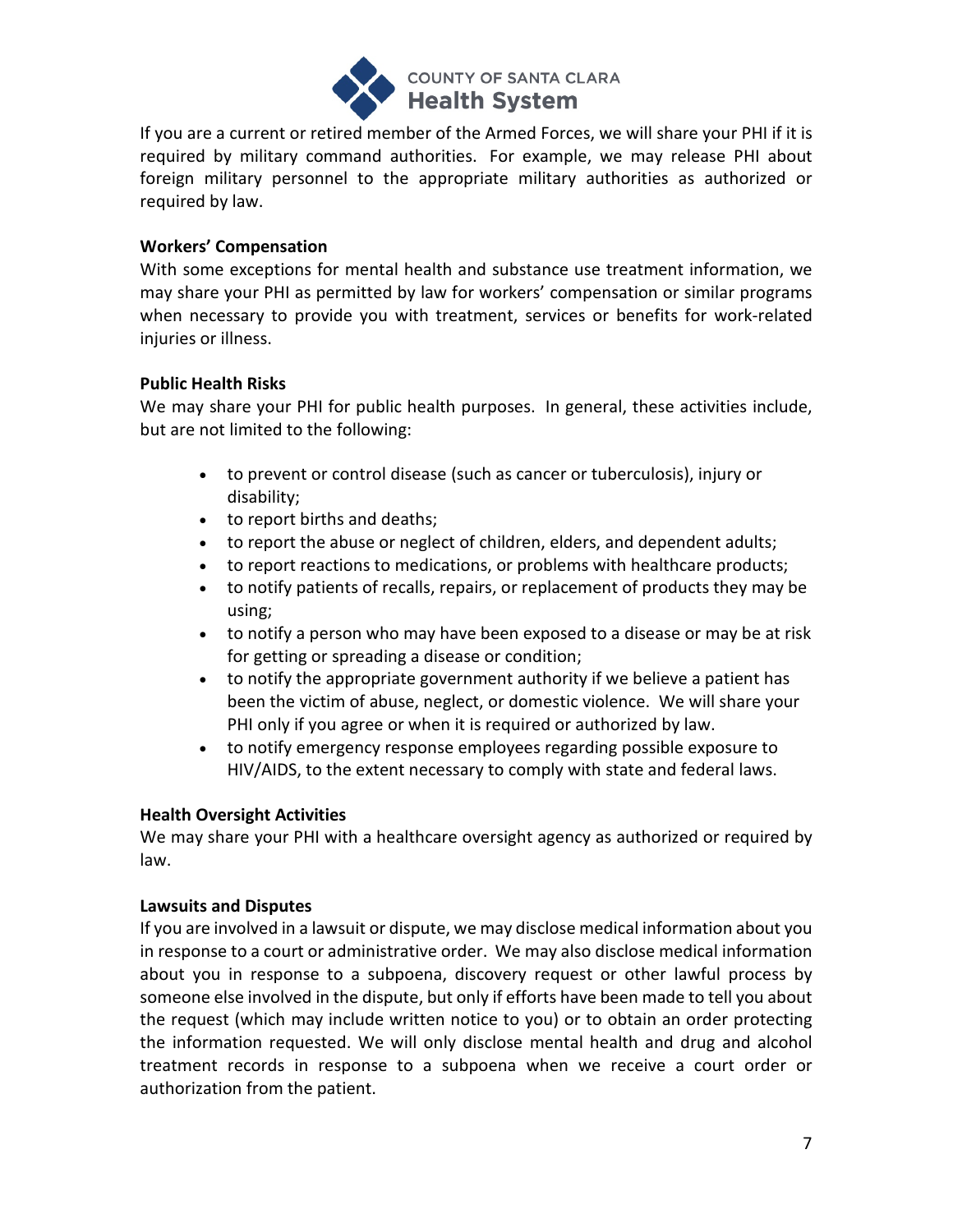If you are a current or retired member of the Armed Forces, we will share your PHI if it is required by military command authorities. For example, we may release PHI about foreign military personnel to the appropriate military authorities as authorized or required by law.

**Workers' Compensation**

With some exceptions for mental health and substance use treatment information, we may share your PHI as permitted by law for workers' compensation or similar programs when necessary to provide you with treatment, services or benefits for work-related injuries or illness.

**Public Health Risks**

We may share your PHI for public health purposes. In general, these activities include, but are not limited to the following:

- to prevent or control disease (such as cancer or tuberculosis), injury or disability;
- to report births and deaths;
- to report the abuse or neglect of children, elders, and dependent adults;
- to report reactions to medications, or problems with healthcare products;
- to notify patients of recalls, repairs, or replacement of products they may be using;
- to notify a person who may have been exposed to a disease or may be at risk for getting or spreading a disease or condition;
- to notify the appropriate government authority if we believe a patient has been the victim of abuse, neglect, or domestic violence. We will share your PHI only if you agree or when it is required or authorized by law.
- to notify emergency response employees regarding possible exposure to HIV/AIDS, to the extent necessary to comply with state and federal laws.

**Health Oversight Activities**

We may share your PHI with a healthcare oversight agency as authorized or required by law.

**Lawsuits and Disputes**

If you are involved in a lawsuit or dispute, we may disclose medical information about you in response to a court or administrative order. We may also disclose medical information about you in response to a subpoena, discovery request or other lawful process by someone else involved in the dispute, but only if efforts have been made to tell you about the request (which may include written notice to you) or to obtain an order protecting the information requested. We will only disclose mental health and drug and alcohol treatment records in response to a subpoena when we receive a court order or authorization from the patient.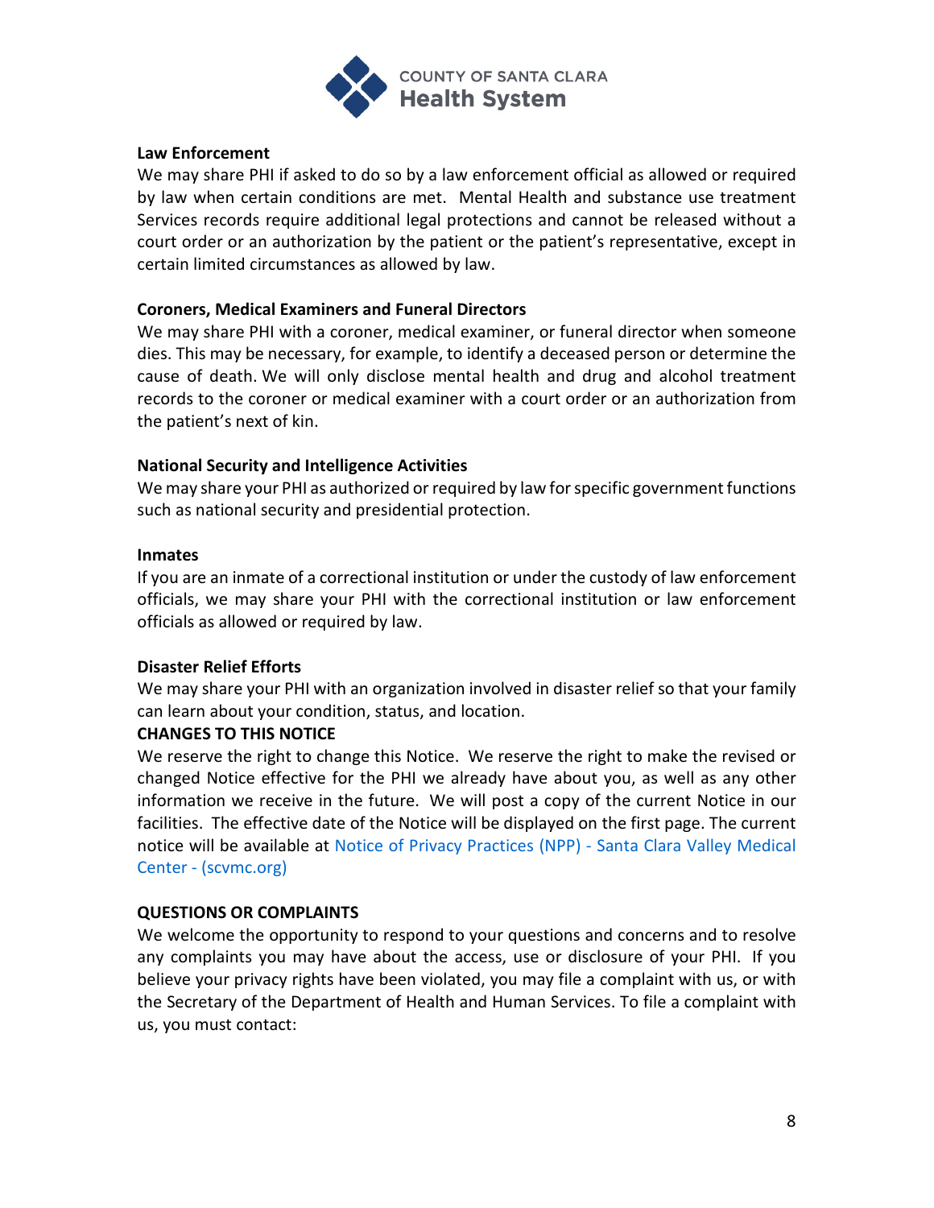**Law Enforcement**

We may share PHI if asked to do so by a law enforcement official as allowed or required by law when certain conditions are met. Mental Health and substance use treatment Services records require additional legal protections and cannot be released without a court order or an authorization by the patient or the patient's representative, except in certain limited circumstances as allowed by law.

**Coroners, Medical Examiners and Funeral Directors**

We may share PHI with a coroner, medical examiner, or funeral director when someone dies. This may be necessary, for example, to identify a deceased person or determine the cause of death. We will only disclose mental health and drug and alcohol treatment records to the coroner or medical examiner with a court order or an authorization from the patient's next of kin.

**National Security and Intelligence Activities**

We may share your PHI as authorized or required by law for specific government functions such as national security and presidential protection.

**Inmates**

If you are an inmate of a correctional institution or under the custody of law enforcement officials, we may share your PHI with the correctional institution or law enforcement officials as allowed or required by law.

**Disaster Relief Efforts**

We may share your PHI with an organization involved in disaster relief so that your family can learn about your condition, status, and location.

**CHANGES TO THIS NOTICE**

We reserve the right to change this Notice. We reserve the right to make the revised or changed Notice effective for the PHI we already have about you, as well as any other information we receive in the future. We will post a copy of the current Notice in our facilities. The effective date of the Notice will be displayed on the first page. The current notice will be available at Notice of Privacy Practices (NPP) - Santa Clara Valley Medical Center - (scvmc.org)

**QUESTIONS OR COMPLAINTS**

We welcome the opportunity to respond to your questions and concerns and to resolve any complaints you may have about the access, use or disclosure of your PHI. If you believe your privacy rights have been violated, you may file a complaint with us, or with the Secretary of the Department of Health and Human Services. To file a complaint with us, you must contact: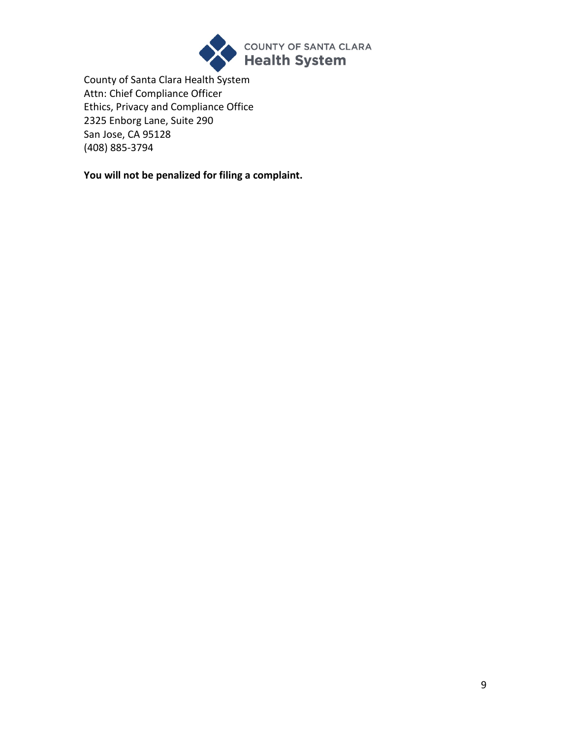COUNTY OF SANTA CLARA
**Health System**

County of Santa Clara Health System
Attn: Chief Compliance Officer
Ethics, Privacy and Compliance Office
2325 Enborg Lane, Suite 290
San Jose, CA 95128
(408) 885-3794

**You will not be penalized for filing a complaint.**